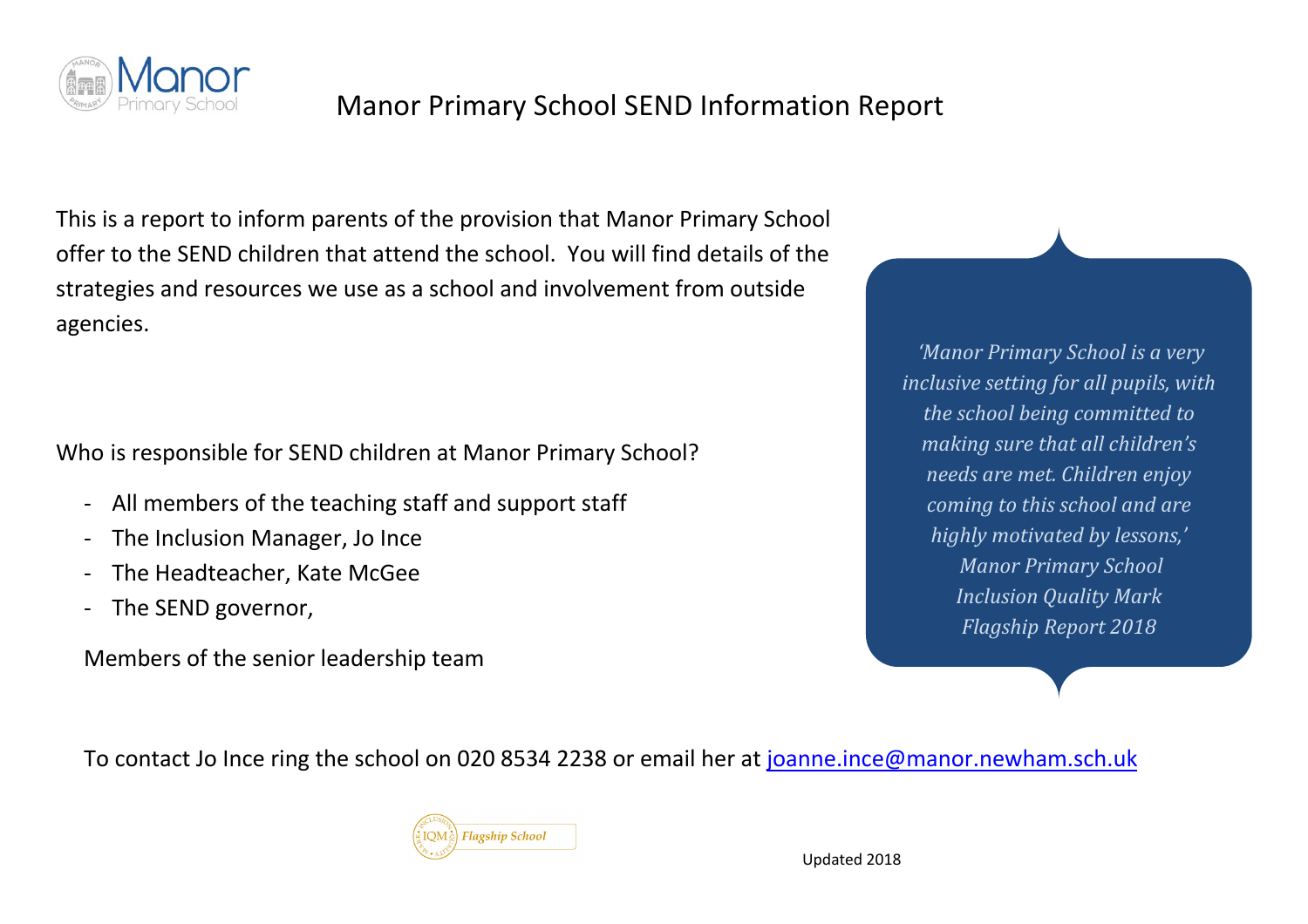# Manor Primary School SEND Information Report

This is a report to inform parents of the provision that Manor Primary School offer to the SEND children that attend the school. You will find details of the strategies and resources we use as a school and involvement from outside agencies.

> *'Manor Primary School is a very inclusive setting for all pupils, with the school being committed to making sure that all children's needs are met. Children enjoy coming to this school and are highly motivated by lessons,' Manor Primary School Inclusion Quality Mark Flagship Report 2018*

Who is responsible for SEND children at Manor Primary School?

- All members of the teaching staff and support staff
- The Inclusion Manager, Jo Ince
- The Headteacher, Kate McGee
- The SEND governor,

Members of the senior leadership team

To contact Jo Ince ring the school on 020 8534 2238 or email her at joanne.ince@manor.newham.sch.uk

IQM Flagship School

Updated 2018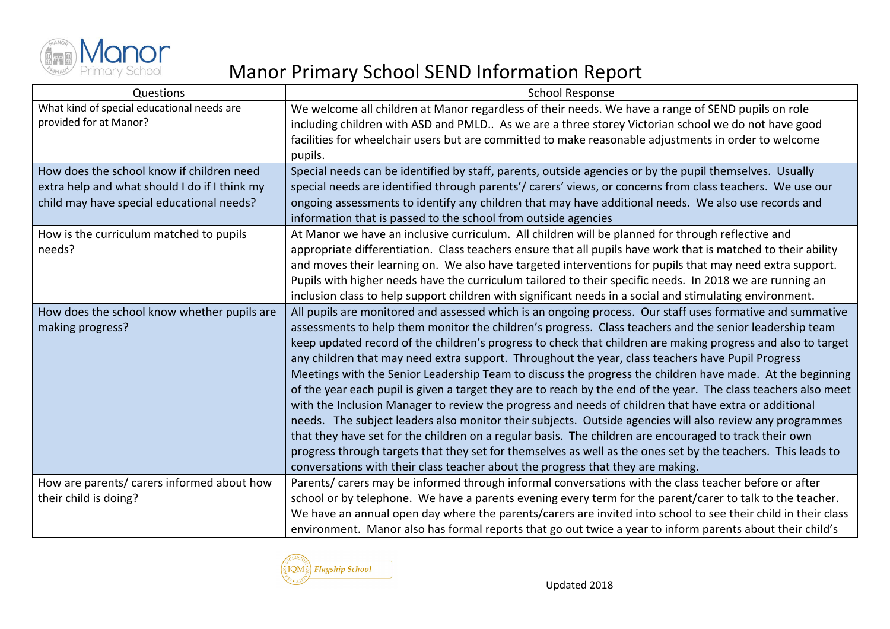# Manor Primary School SEND Information Report

| Questions | School Response |
|---|---|
| What kind of special educational needs are provided for at Manor? | We welcome all children at Manor regardless of their needs. We have a range of SEND pupils on role including children with ASD and PMLD.. As we are a three storey Victorian school we do not have good facilities for wheelchair users but are committed to make reasonable adjustments in order to welcome pupils. |
| How does the school know if children need extra help and what should I do if I think my child may have special educational needs? | Special needs can be identified by staff, parents, outside agencies or by the pupil themselves. Usually special needs are identified through parents'/ carers' views, or concerns from class teachers. We use our ongoing assessments to identify any children that may have additional needs. We also use records and information that is passed to the school from outside agencies |
| How is the curriculum matched to pupils needs? | At Manor we have an inclusive curriculum. All children will be planned for through reflective and appropriate differentiation. Class teachers ensure that all pupils have work that is matched to their ability and moves their learning on. We also have targeted interventions for pupils that may need extra support. Pupils with higher needs have the curriculum tailored to their specific needs. In 2018 we are running an inclusion class to help support children with significant needs in a social and stimulating environment. |
| How does the school know whether pupils are making progress? | All pupils are monitored and assessed which is an ongoing process. Our staff uses formative and summative assessments to help them monitor the children's progress. Class teachers and the senior leadership team keep updated record of the children's progress to check that children are making progress and also to target any children that may need extra support. Throughout the year, class teachers have Pupil Progress Meetings with the Senior Leadership Team to discuss the progress the children have made. At the beginning of the year each pupil is given a target they are to reach by the end of the year. The class teachers also meet with the Inclusion Manager to review the progress and needs of children that have extra or additional needs. The subject leaders also monitor their subjects. Outside agencies will also review any programmes that they have set for the children on a regular basis. The children are encouraged to track their own progress through targets that they set for themselves as well as the ones set by the teachers. This leads to conversations with their class teacher about the progress that they are making. |
| How are parents/ carers informed about how their child is doing? | Parents/ carers may be informed through informal conversations with the class teacher before or after school or by telephone. We have a parents evening every term for the parent/carer to talk to the teacher. We have an annual open day where the parents/carers are invited into school to see their child in their class environment. Manor also has formal reports that go out twice a year to inform parents about their child's |

IQM Flagship School

Updated 2018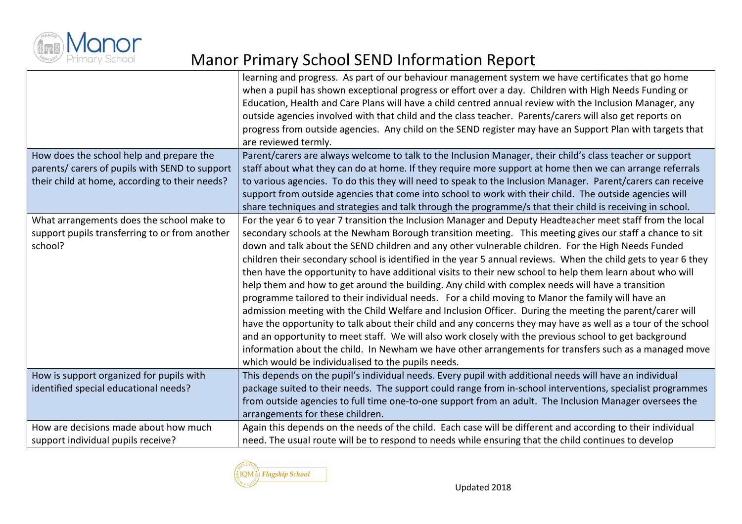# Manor Primary School SEND Information Report

| | |
|---|---|
| | learning and progress. As part of our behaviour management system we have certificates that go home when a pupil has shown exceptional progress or effort over a day. Children with High Needs Funding or Education, Health and Care Plans will have a child centred annual review with the Inclusion Manager, any outside agencies involved with that child and the class teacher. Parents/carers will also get reports on progress from outside agencies. Any child on the SEND register may have an Support Plan with targets that are reviewed termly. |
| How does the school help and prepare the parents/ carers of pupils with SEND to support their child at home, according to their needs? | Parent/carers are always welcome to talk to the Inclusion Manager, their child's class teacher or support staff about what they can do at home. If they require more support at home then we can arrange referrals to various agencies. To do this they will need to speak to the Inclusion Manager. Parent/carers can receive support from outside agencies that come into school to work with their child. The outside agencies will share techniques and strategies and talk through the programme/s that their child is receiving in school. |
| What arrangements does the school make to support pupils transferring to or from another school? | For the year 6 to year 7 transition the Inclusion Manager and Deputy Headteacher meet staff from the local secondary schools at the Newham Borough transition meeting. This meeting gives our staff a chance to sit down and talk about the SEND children and any other vulnerable children. For the High Needs Funded children their secondary school is identified in the year 5 annual reviews. When the child gets to year 6 they then have the opportunity to have additional visits to their new school to help them learn about who will help them and how to get around the building. Any child with complex needs will have a transition programme tailored to their individual needs. For a child moving to Manor the family will have an admission meeting with the Child Welfare and Inclusion Officer. During the meeting the parent/carer will have the opportunity to talk about their child and any concerns they may have as well as a tour of the school and an opportunity to meet staff. We will also work closely with the previous school to get background information about the child. In Newham we have other arrangements for transfers such as a managed move which would be individualised to the pupils needs. |
| How is support organized for pupils with identified special educational needs? | This depends on the pupil's individual needs. Every pupil with additional needs will have an individual package suited to their needs. The support could range from in-school interventions, specialist programmes from outside agencies to full time one-to-one support from an adult. The Inclusion Manager oversees the arrangements for these children. |
| How are decisions made about how much support individual pupils receive? | Again this depends on the needs of the child. Each case will be different and according to their individual need. The usual route will be to respond to needs while ensuring that the child continues to develop |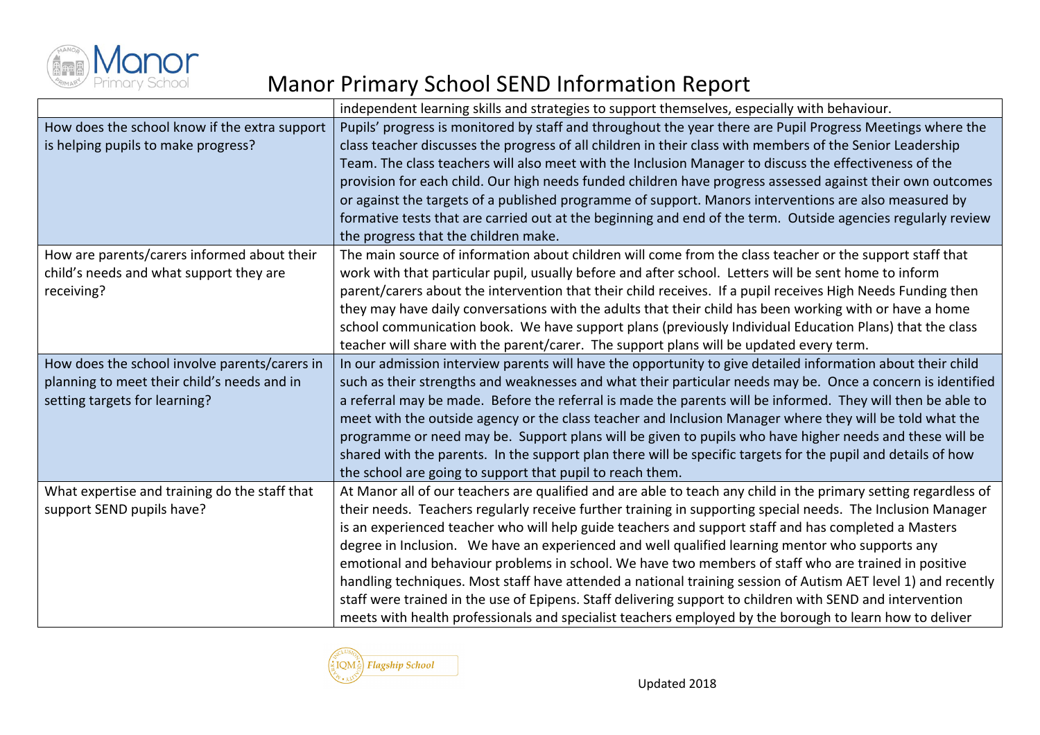# Manor Primary School SEND Information Report

| | |
|---|---|
| | independent learning skills and strategies to support themselves, especially with behaviour. |
| How does the school know if the extra support is helping pupils to make progress? | Pupils' progress is monitored by staff and throughout the year there are Pupil Progress Meetings where the class teacher discusses the progress of all children in their class with members of the Senior Leadership Team. The class teachers will also meet with the Inclusion Manager to discuss the effectiveness of the provision for each child. Our high needs funded children have progress assessed against their own outcomes or against the targets of a published programme of support. Manors interventions are also measured by formative tests that are carried out at the beginning and end of the term. Outside agencies regularly review the progress that the children make. |
| How are parents/carers informed about their child's needs and what support they are receiving? | The main source of information about children will come from the class teacher or the support staff that work with that particular pupil, usually before and after school. Letters will be sent home to inform parent/carers about the intervention that their child receives. If a pupil receives High Needs Funding then they may have daily conversations with the adults that their child has been working with or have a home school communication book. We have support plans (previously Individual Education Plans) that the class teacher will share with the parent/carer. The support plans will be updated every term. |
| How does the school involve parents/carers in planning to meet their child's needs and in setting targets for learning? | In our admission interview parents will have the opportunity to give detailed information about their child such as their strengths and weaknesses and what their particular needs may be. Once a concern is identified a referral may be made. Before the referral is made the parents will be informed. They will then be able to meet with the outside agency or the class teacher and Inclusion Manager where they will be told what the programme or need may be. Support plans will be given to pupils who have higher needs and these will be shared with the parents. In the support plan there will be specific targets for the pupil and details of how the school are going to support that pupil to reach them. |
| What expertise and training do the staff that support SEND pupils have? | At Manor all of our teachers are qualified and are able to teach any child in the primary setting regardless of their needs. Teachers regularly receive further training in supporting special needs. The Inclusion Manager is an experienced teacher who will help guide teachers and support staff and has completed a Masters degree in Inclusion. We have an experienced and well qualified learning mentor who supports any emotional and behaviour problems in school. We have two members of staff who are trained in positive handling techniques. Most staff have attended a national training session of Autism AET level 1) and recently staff were trained in the use of Epipens. Staff delivering support to children with SEND and intervention meets with health professionals and specialist teachers employed by the borough to learn how to deliver |

Updated 2018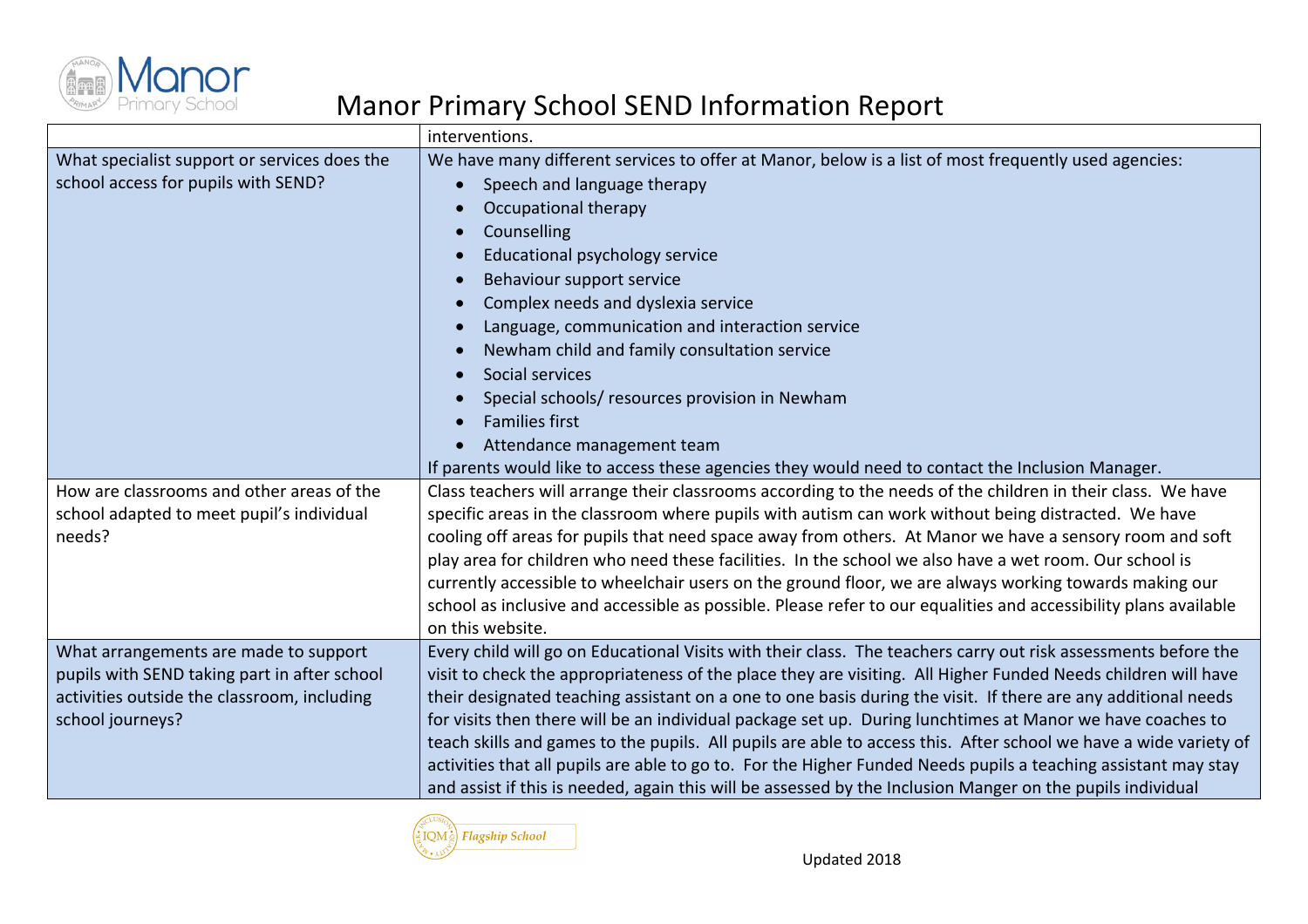# Manor Primary School SEND Information Report

| | |
|---|---|
| | interventions. |
| What specialist support or services does the school access for pupils with SEND? | We have many different services to offer at Manor, below is a list of most frequently used agencies:<br>• Speech and language therapy<br>• Occupational therapy<br>• Counselling<br>• Educational psychology service<br>• Behaviour support service<br>• Complex needs and dyslexia service<br>• Language, communication and interaction service<br>• Newham child and family consultation service<br>• Social services<br>• Special schools/ resources provision in Newham<br>• Families first<br>• Attendance management team<br>If parents would like to access these agencies they would need to contact the Inclusion Manager. |
| How are classrooms and other areas of the school adapted to meet pupil's individual needs? | Class teachers will arrange their classrooms according to the needs of the children in their class. We have specific areas in the classroom where pupils with autism can work without being distracted. We have cooling off areas for pupils that need space away from others. At Manor we have a sensory room and soft play area for children who need these facilities. In the school we also have a wet room. Our school is currently accessible to wheelchair users on the ground floor, we are always working towards making our school as inclusive and accessible as possible. Please refer to our equalities and accessibility plans available on this website. |
| What arrangements are made to support pupils with SEND taking part in after school activities outside the classroom, including school journeys? | Every child will go on Educational Visits with their class. The teachers carry out risk assessments before the visit to check the appropriateness of the place they are visiting. All Higher Funded Needs children will have their designated teaching assistant on a one to one basis during the visit. If there are any additional needs for visits then there will be an individual package set up. During lunchtimes at Manor we have coaches to teach skills and games to the pupils. All pupils are able to access this. After school we have a wide variety of activities that all pupils are able to go to. For the Higher Funded Needs pupils a teaching assistant may stay and assist if this is needed, again this will be assessed by the Inclusion Manger on the pupils individual |

Updated 2018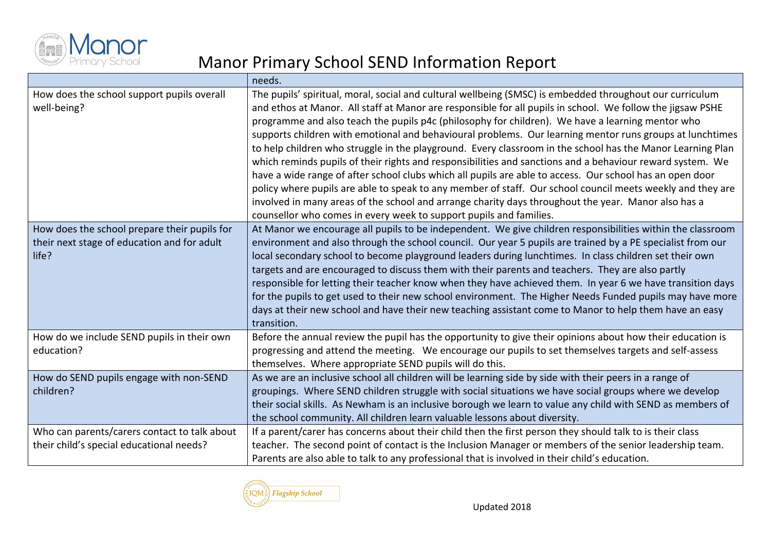# Manor Primary School SEND Information Report

| | |
|---|---|
| | needs. |
| How does the school support pupils overall well-being? | The pupils' spiritual, moral, social and cultural wellbeing (SMSC) is embedded throughout our curriculum and ethos at Manor. All staff at Manor are responsible for all pupils in school. We follow the jigsaw PSHE programme and also teach the pupils p4c (philosophy for children). We have a learning mentor who supports children with emotional and behavioural problems. Our learning mentor runs groups at lunchtimes to help children who struggle in the playground. Every classroom in the school has the Manor Learning Plan which reminds pupils of their rights and responsibilities and sanctions and a behaviour reward system. We have a wide range of after school clubs which all pupils are able to access. Our school has an open door policy where pupils are able to speak to any member of staff. Our school council meets weekly and they are involved in many areas of the school and arrange charity days throughout the year. Manor also has a counsellor who comes in every week to support pupils and families. |
| How does the school prepare their pupils for their next stage of education and for adult life? | At Manor we encourage all pupils to be independent. We give children responsibilities within the classroom environment and also through the school council. Our year 5 pupils are trained by a PE specialist from our local secondary school to become playground leaders during lunchtimes. In class children set their own targets and are encouraged to discuss them with their parents and teachers. They are also partly responsible for letting their teacher know when they have achieved them. In year 6 we have transition days for the pupils to get used to their new school environment. The Higher Needs Funded pupils may have more days at their new school and have their new teaching assistant come to Manor to help them have an easy transition. |
| How do we include SEND pupils in their own education? | Before the annual review the pupil has the opportunity to give their opinions about how their education is progressing and attend the meeting. We encourage our pupils to set themselves targets and self-assess themselves. Where appropriate SEND pupils will do this. |
| How do SEND pupils engage with non-SEND children? | As we are an inclusive school all children will be learning side by side with their peers in a range of groupings. Where SEND children struggle with social situations we have social groups where we develop their social skills. As Newham is an inclusive borough we learn to value any child with SEND as members of the school community. All children learn valuable lessons about diversity. |
| Who can parents/carers contact to talk about their child's special educational needs? | If a parent/carer has concerns about their child then the first person they should talk to is their class teacher. The second point of contact is the Inclusion Manager or members of the senior leadership team. Parents are also able to talk to any professional that is involved in their child's education. |

IQM Flagship School

Updated 2018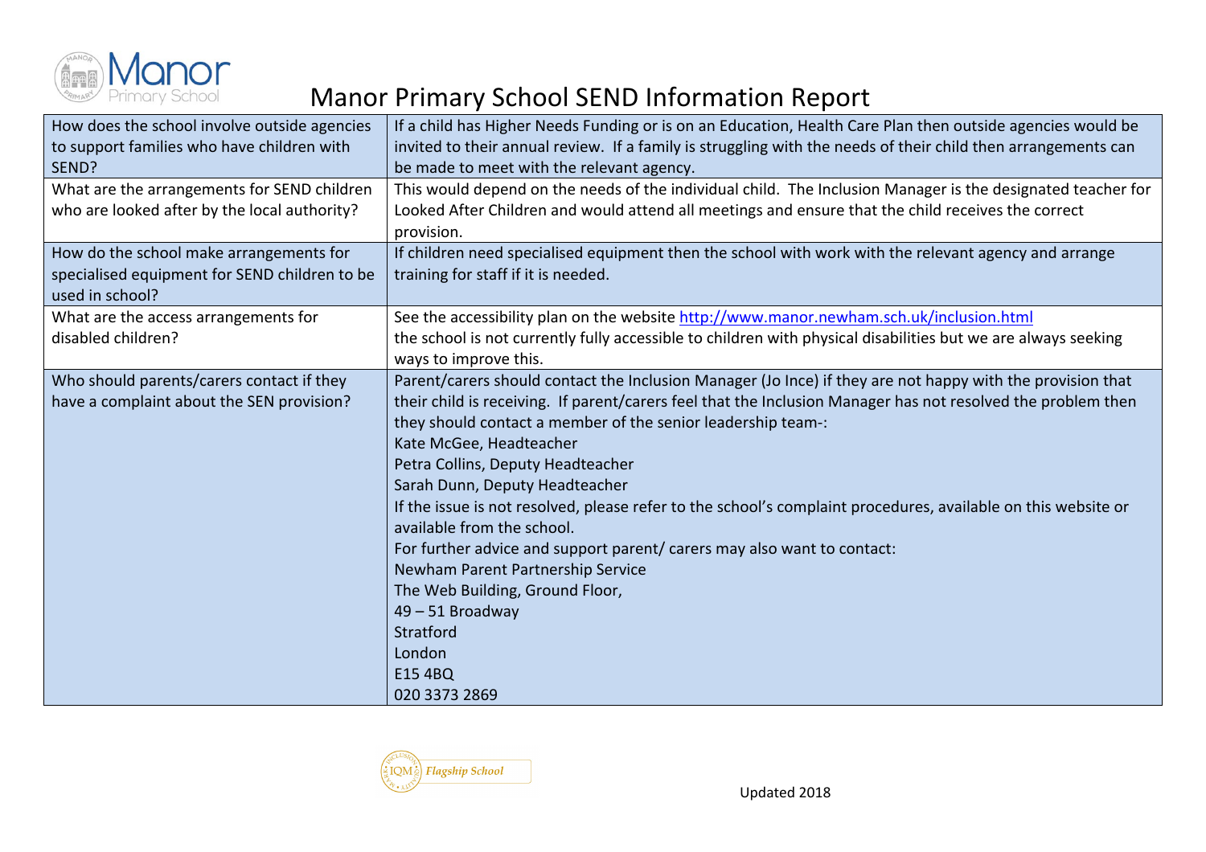# Manor Primary School SEND Information Report

| | |
|---|---|
| How does the school involve outside agencies to support families who have children with SEND? | If a child has Higher Needs Funding or is on an Education, Health Care Plan then outside agencies would be invited to their annual review. If a family is struggling with the needs of their child then arrangements can be made to meet with the relevant agency. |
| What are the arrangements for SEND children who are looked after by the local authority? | This would depend on the needs of the individual child. The Inclusion Manager is the designated teacher for Looked After Children and would attend all meetings and ensure that the child receives the correct provision. |
| How do the school make arrangements for specialised equipment for SEND children to be used in school? | If children need specialised equipment then the school with work with the relevant agency and arrange training for staff if it is needed. |
| What are the access arrangements for disabled children? | See the accessibility plan on the website http://www.manor.newham.sch.uk/inclusion.html<br>the school is not currently fully accessible to children with physical disabilities but we are always seeking ways to improve this. |
| Who should parents/carers contact if they have a complaint about the SEN provision? | Parent/carers should contact the Inclusion Manager (Jo Ince) if they are not happy with the provision that their child is receiving. If parent/carers feel that the Inclusion Manager has not resolved the problem then they should contact a member of the senior leadership team-:<br>Kate McGee, Headteacher<br>Petra Collins, Deputy Headteacher<br>Sarah Dunn, Deputy Headteacher<br>If the issue is not resolved, please refer to the school's complaint procedures, available on this website or available from the school.<br>For further advice and support parent/ carers may also want to contact:<br>Newham Parent Partnership Service<br>The Web Building, Ground Floor,<br>49 – 51 Broadway<br>Stratford<br>London<br>E15 4BQ<br>020 3373 2869 |

IQM Flagship School

Updated 2018